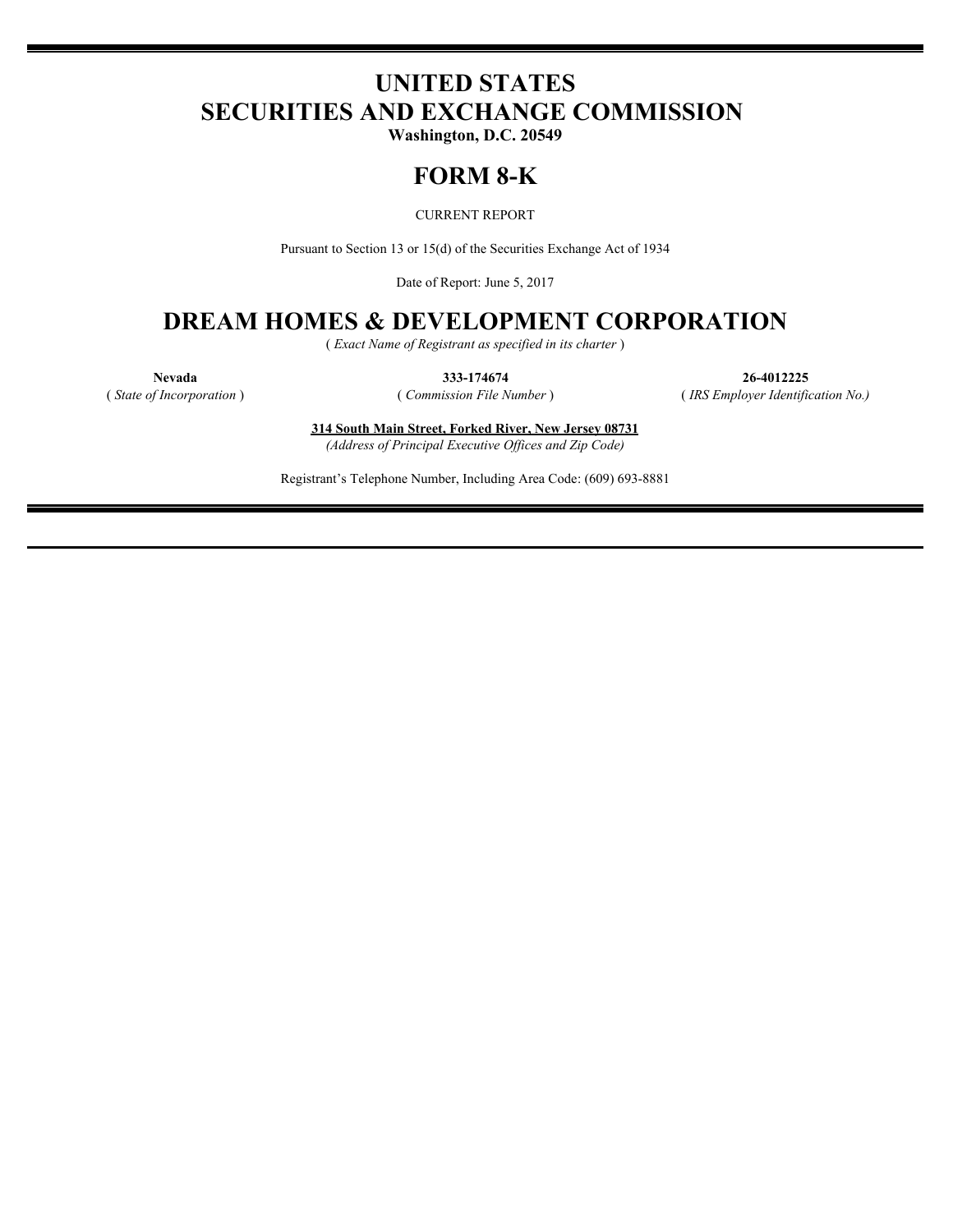# UNITED STATES
# SECURITIES AND EXCHANGE COMMISSION

**Washington, D.C. 20549**

# FORM 8-K

CURRENT REPORT

Pursuant to Section 13 or 15(d) of the Securities Exchange Act of 1934

Date of Report: June 5, 2017

# DREAM HOMES & DEVELOPMENT CORPORATION

( *Exact Name of Registrant as specified in its charter* )

| **Nevada** | **333-174674** | **26-4012225** |
|---|---|---|
| ( *State of Incorporation* ) | ( *Commission File Number* ) | ( *IRS Employer Identification No.)* |

**314 South Main Street, Forked River, New Jersey 08731**

*(Address of Principal Executive Offices and Zip Code)*

Registrant's Telephone Number, Including Area Code: (609) 693-8881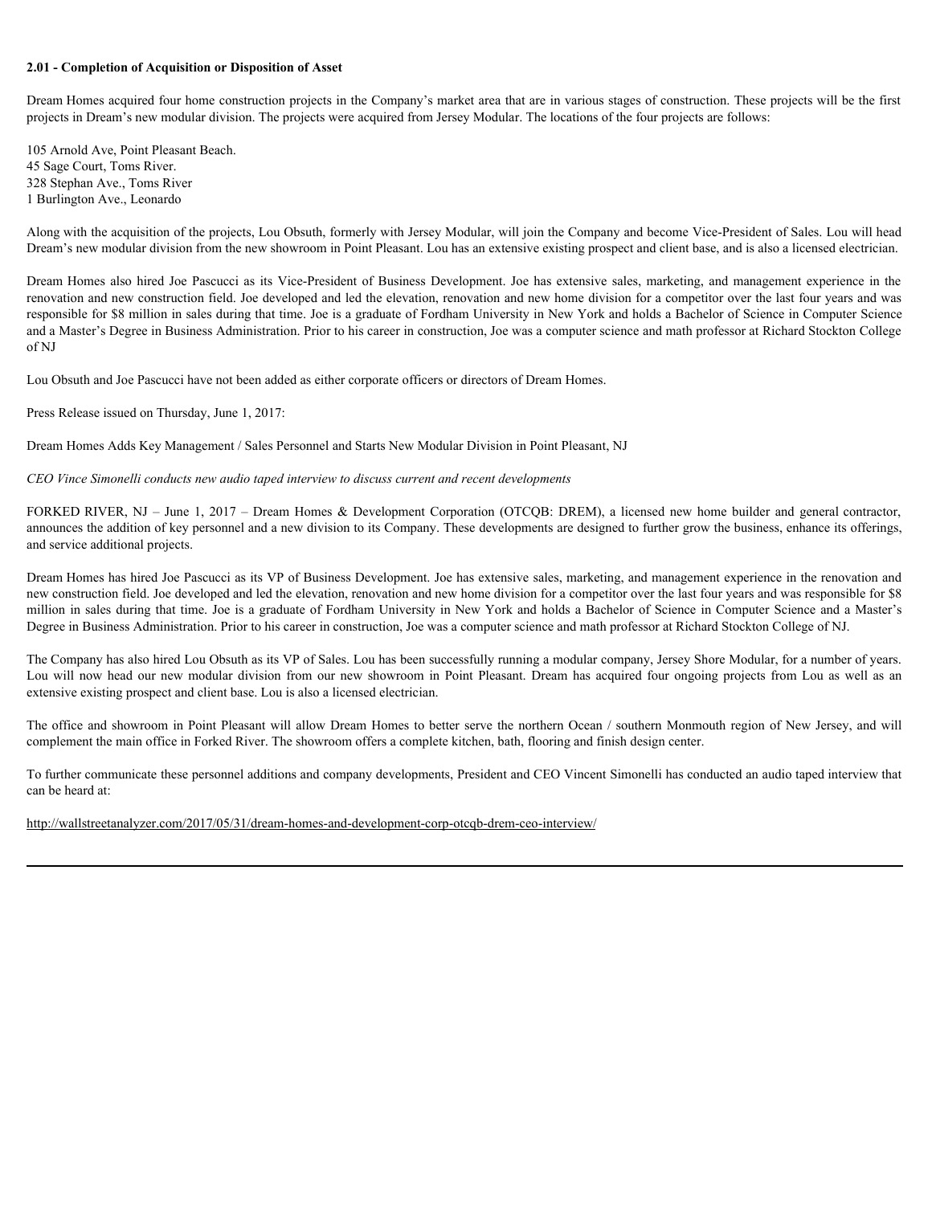**2.01 - Completion of Acquisition or Disposition of Asset**

Dream Homes acquired four home construction projects in the Company's market area that are in various stages of construction. These projects will be the first projects in Dream's new modular division. The projects were acquired from Jersey Modular. The locations of the four projects are follows:

105 Arnold Ave, Point Pleasant Beach.
45 Sage Court, Toms River.
328 Stephan Ave., Toms River
1 Burlington Ave., Leonardo

Along with the acquisition of the projects, Lou Obsuth, formerly with Jersey Modular, will join the Company and become Vice-President of Sales. Lou will head Dream's new modular division from the new showroom in Point Pleasant. Lou has an extensive existing prospect and client base, and is also a licensed electrician.

Dream Homes also hired Joe Pascucci as its Vice-President of Business Development. Joe has extensive sales, marketing, and management experience in the renovation and new construction field. Joe developed and led the elevation, renovation and new home division for a competitor over the last four years and was responsible for $8 million in sales during that time. Joe is a graduate of Fordham University in New York and holds a Bachelor of Science in Computer Science and a Master's Degree in Business Administration. Prior to his career in construction, Joe was a computer science and math professor at Richard Stockton College of NJ

Lou Obsuth and Joe Pascucci have not been added as either corporate officers or directors of Dream Homes.

Press Release issued on Thursday, June 1, 2017:

Dream Homes Adds Key Management / Sales Personnel and Starts New Modular Division in Point Pleasant, NJ

*CEO Vince Simonelli conducts new audio taped interview to discuss current and recent developments*

FORKED RIVER, NJ – June 1, 2017 – Dream Homes & Development Corporation (OTCQB: DREM), a licensed new home builder and general contractor, announces the addition of key personnel and a new division to its Company. These developments are designed to further grow the business, enhance its offerings, and service additional projects.

Dream Homes has hired Joe Pascucci as its VP of Business Development. Joe has extensive sales, marketing, and management experience in the renovation and new construction field. Joe developed and led the elevation, renovation and new home division for a competitor over the last four years and was responsible for $8 million in sales during that time. Joe is a graduate of Fordham University in New York and holds a Bachelor of Science in Computer Science and a Master's Degree in Business Administration. Prior to his career in construction, Joe was a computer science and math professor at Richard Stockton College of NJ.

The Company has also hired Lou Obsuth as its VP of Sales. Lou has been successfully running a modular company, Jersey Shore Modular, for a number of years. Lou will now head our new modular division from our new showroom in Point Pleasant. Dream has acquired four ongoing projects from Lou as well as an extensive existing prospect and client base. Lou is also a licensed electrician.

The office and showroom in Point Pleasant will allow Dream Homes to better serve the northern Ocean / southern Monmouth region of New Jersey, and will complement the main office in Forked River. The showroom offers a complete kitchen, bath, flooring and finish design center.

To further communicate these personnel additions and company developments, President and CEO Vincent Simonelli has conducted an audio taped interview that can be heard at:

http://wallstreetanalyzer.com/2017/05/31/dream-homes-and-development-corp-otcqb-drem-ceo-interview/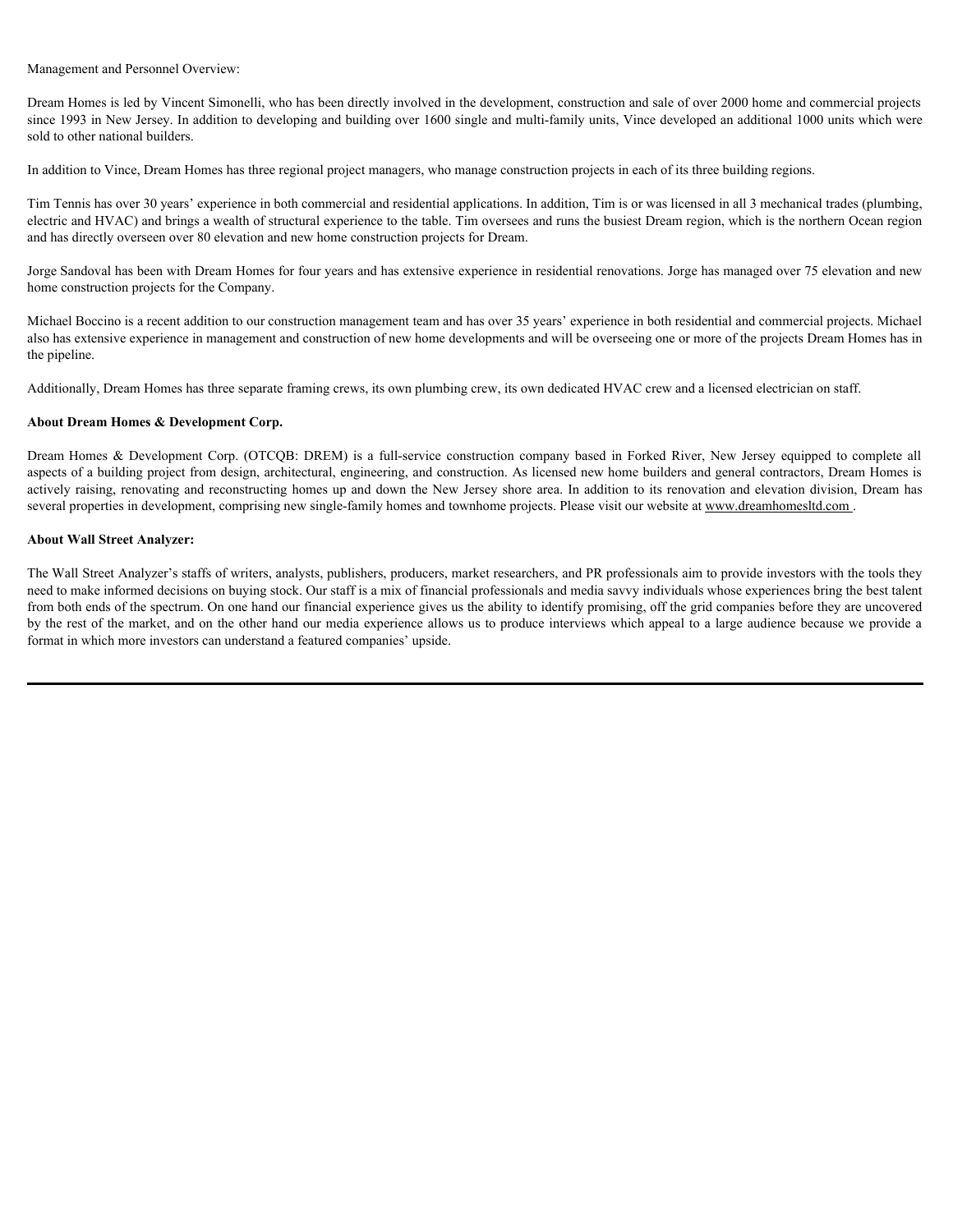Management and Personnel Overview:

Dream Homes is led by Vincent Simonelli, who has been directly involved in the development, construction and sale of over 2000 home and commercial projects since 1993 in New Jersey. In addition to developing and building over 1600 single and multi-family units, Vince developed an additional 1000 units which were sold to other national builders.

In addition to Vince, Dream Homes has three regional project managers, who manage construction projects in each of its three building regions.

Tim Tennis has over 30 years' experience in both commercial and residential applications. In addition, Tim is or was licensed in all 3 mechanical trades (plumbing, electric and HVAC) and brings a wealth of structural experience to the table. Tim oversees and runs the busiest Dream region, which is the northern Ocean region and has directly overseen over 80 elevation and new home construction projects for Dream.

Jorge Sandoval has been with Dream Homes for four years and has extensive experience in residential renovations. Jorge has managed over 75 elevation and new home construction projects for the Company.

Michael Boccino is a recent addition to our construction management team and has over 35 years' experience in both residential and commercial projects. Michael also has extensive experience in management and construction of new home developments and will be overseeing one or more of the projects Dream Homes has in the pipeline.

Additionally, Dream Homes has three separate framing crews, its own plumbing crew, its own dedicated HVAC crew and a licensed electrician on staff.

**About Dream Homes & Development Corp.**

Dream Homes & Development Corp. (OTCQB: DREM) is a full-service construction company based in Forked River, New Jersey equipped to complete all aspects of a building project from design, architectural, engineering, and construction. As licensed new home builders and general contractors, Dream Homes is actively raising, renovating and reconstructing homes up and down the New Jersey shore area. In addition to its renovation and elevation division, Dream has several properties in development, comprising new single-family homes and townhome projects. Please visit our website at www.dreamhomesltd.com .

**About Wall Street Analyzer:**

The Wall Street Analyzer's staffs of writers, analysts, publishers, producers, market researchers, and PR professionals aim to provide investors with the tools they need to make informed decisions on buying stock. Our staff is a mix of financial professionals and media savvy individuals whose experiences bring the best talent from both ends of the spectrum. On one hand our financial experience gives us the ability to identify promising, off the grid companies before they are uncovered by the rest of the market, and on the other hand our media experience allows us to produce interviews which appeal to a large audience because we provide a format in which more investors can understand a featured companies' upside.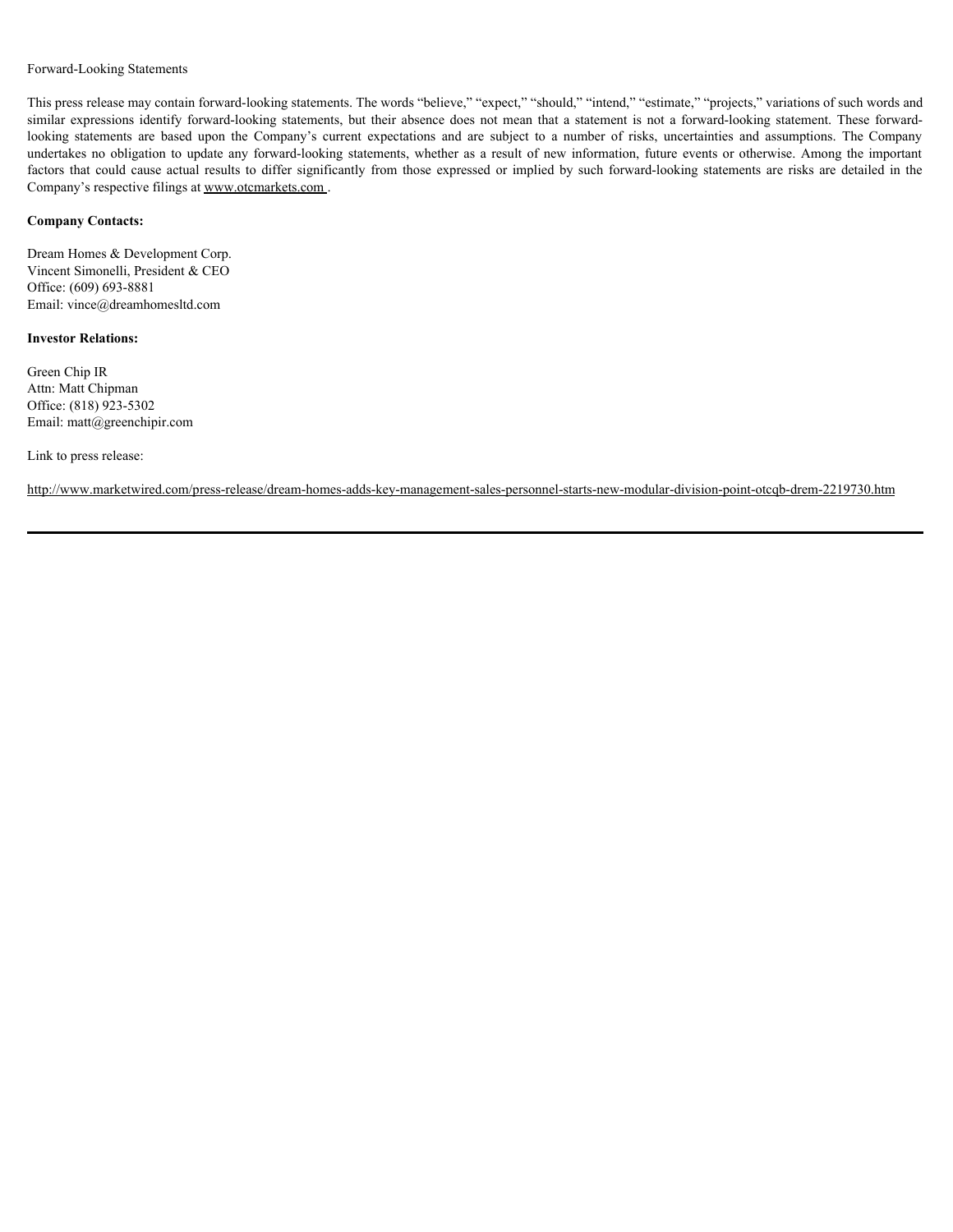Forward-Looking Statements

This press release may contain forward-looking statements. The words "believe," "expect," "should," "intend," "estimate," "projects," variations of such words and similar expressions identify forward-looking statements, but their absence does not mean that a statement is not a forward-looking statement. These forward-looking statements are based upon the Company's current expectations and are subject to a number of risks, uncertainties and assumptions. The Company undertakes no obligation to update any forward-looking statements, whether as a result of new information, future events or otherwise. Among the important factors that could cause actual results to differ significantly from those expressed or implied by such forward-looking statements are risks are detailed in the Company's respective filings at www.otcmarkets.com .

**Company Contacts:**

Dream Homes & Development Corp.
Vincent Simonelli, President & CEO
Office: (609) 693-8881
Email: vince@dreamhomesltd.com

**Investor Relations:**

Green Chip IR
Attn: Matt Chipman
Office: (818) 923-5302
Email: matt@greenchipir.com

Link to press release:

http://www.marketwired.com/press-release/dream-homes-adds-key-management-sales-personnel-starts-new-modular-division-point-otcqb-drem-2219730.htm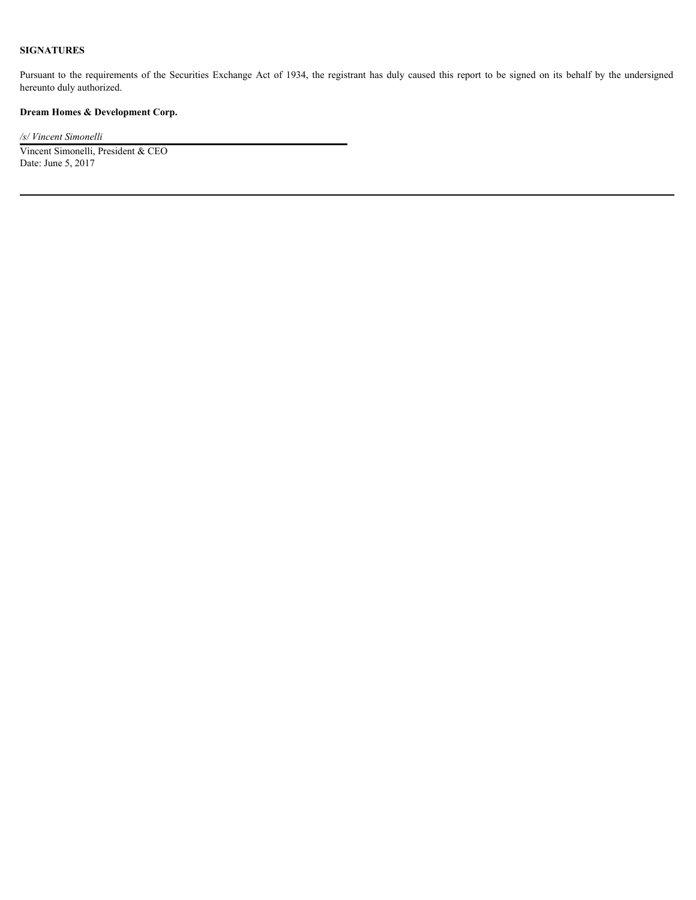**SIGNATURES**

Pursuant to the requirements of the Securities Exchange Act of 1934, the registrant has duly caused this report to be signed on its behalf by the undersigned hereunto duly authorized.

**Dream Homes & Development Corp.**

*/s/ Vincent Simonelli*

Vincent Simonelli, President & CEO
Date: June 5, 2017